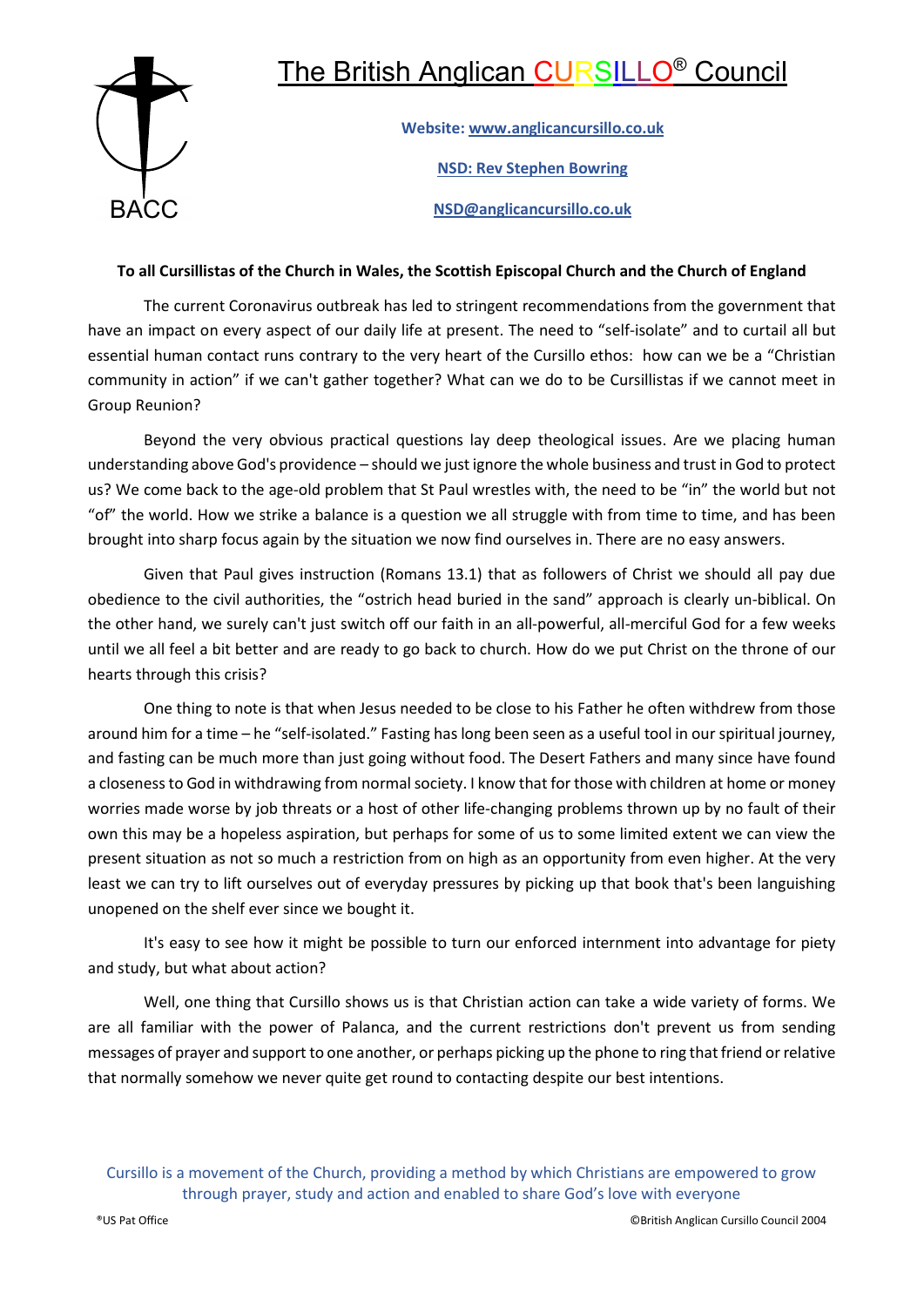BACC

# The British Anglican CURSILLO® Council

**Website: www.anglicancursillo.co.uk**

**NSD: Rev Stephen Bowring**

**NSD@anglicancursillo.co.uk**

**To all Cursillistas of the Church in Wales, the Scottish Episcopal Church and the Church of England**

The current Coronavirus outbreak has led to stringent recommendations from the government that have an impact on every aspect of our daily life at present. The need to "self-isolate" and to curtail all but essential human contact runs contrary to the very heart of the Cursillo ethos: how can we be a "Christian community in action" if we can't gather together? What can we do to be Cursillistas if we cannot meet in Group Reunion?

Beyond the very obvious practical questions lay deep theological issues. Are we placing human understanding above God's providence – should we just ignore the whole business and trust in God to protect us? We come back to the age-old problem that St Paul wrestles with, the need to be "in" the world but not "of" the world. How we strike a balance is a question we all struggle with from time to time, and has been brought into sharp focus again by the situation we now find ourselves in. There are no easy answers.

Given that Paul gives instruction (Romans 13.1) that as followers of Christ we should all pay due obedience to the civil authorities, the "ostrich head buried in the sand" approach is clearly un-biblical. On the other hand, we surely can't just switch off our faith in an all-powerful, all-merciful God for a few weeks until we all feel a bit better and are ready to go back to church. How do we put Christ on the throne of our hearts through this crisis?

One thing to note is that when Jesus needed to be close to his Father he often withdrew from those around him for a time – he "self-isolated." Fasting has long been seen as a useful tool in our spiritual journey, and fasting can be much more than just going without food. The Desert Fathers and many since have found a closeness to God in withdrawing from normal society. I know that for those with children at home or money worries made worse by job threats or a host of other life-changing problems thrown up by no fault of their own this may be a hopeless aspiration, but perhaps for some of us to some limited extent we can view the present situation as not so much a restriction from on high as an opportunity from even higher. At the very least we can try to lift ourselves out of everyday pressures by picking up that book that's been languishing unopened on the shelf ever since we bought it.

It's easy to see how it might be possible to turn our enforced internment into advantage for piety and study, but what about action?

Well, one thing that Cursillo shows us is that Christian action can take a wide variety of forms. We are all familiar with the power of Palanca, and the current restrictions don't prevent us from sending messages of prayer and support to one another, or perhaps picking up the phone to ring that friend or relative that normally somehow we never quite get round to contacting despite our best intentions.

Cursillo is a movement of the Church, providing a method by which Christians are empowered to grow through prayer, study and action and enabled to share God's love with everyone

®US Pat Office

©British Anglican Cursillo Council 2004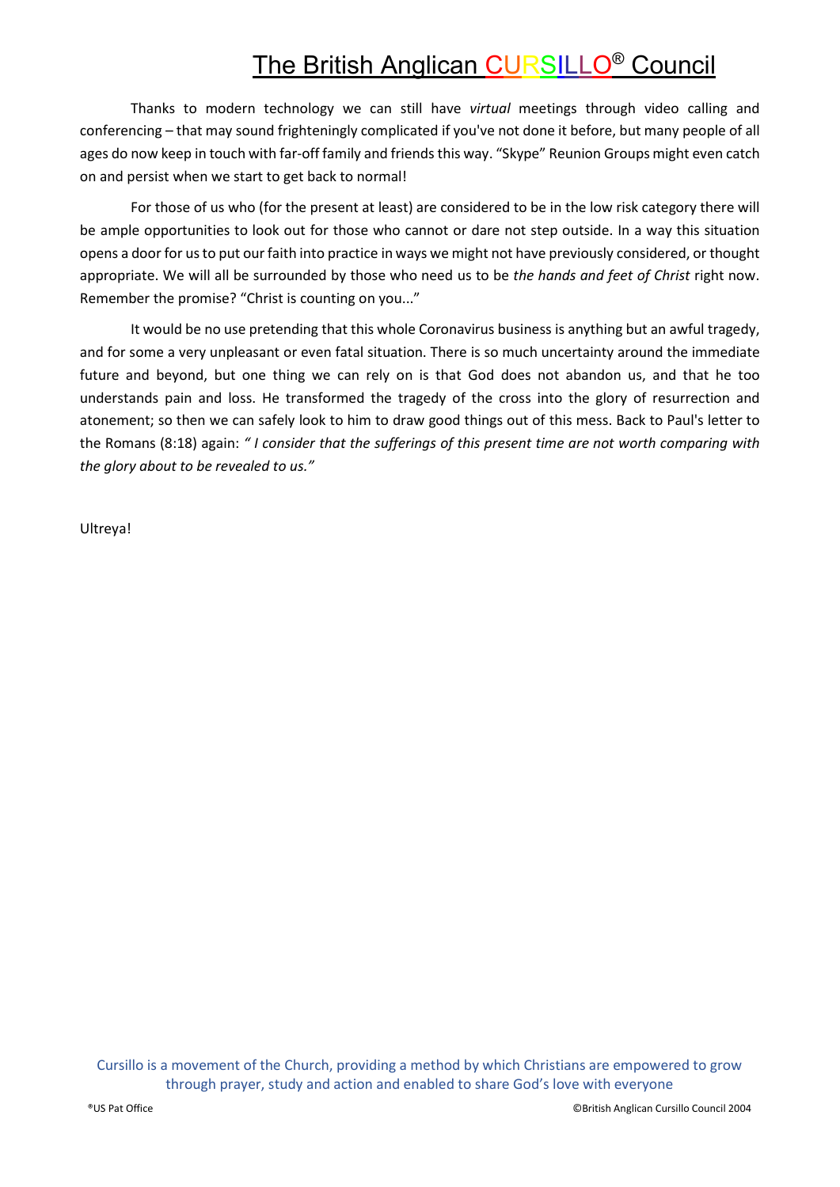Thanks to modern technology we can still have *virtual* meetings through video calling and conferencing – that may sound frighteningly complicated if you've not done it before, but many people of all ages do now keep in touch with far-off family and friends this way. "Skype" Reunion Groups might even catch on and persist when we start to get back to normal!

For those of us who (for the present at least) are considered to be in the low risk category there will be ample opportunities to look out for those who cannot or dare not step outside. In a way this situation opens a door for us to put our faith into practice in ways we might not have previously considered, or thought appropriate. We will all be surrounded by those who need us to be *the hands and feet of Christ* right now. Remember the promise? "Christ is counting on you..."

It would be no use pretending that this whole Coronavirus business is anything but an awful tragedy, and for some a very unpleasant or even fatal situation. There is so much uncertainty around the immediate future and beyond, but one thing we can rely on is that God does not abandon us, and that he too understands pain and loss. He transformed the tragedy of the cross into the glory of resurrection and atonement; so then we can safely look to him to draw good things out of this mess. Back to Paul's letter to the Romans (8:18) again: *" I consider that the sufferings of this present time are not worth comparing with the glory about to be revealed to us."*

Ultreya!

Cursillo is a movement of the Church, providing a method by which Christians are empowered to grow through prayer, study and action and enabled to share God's love with everyone